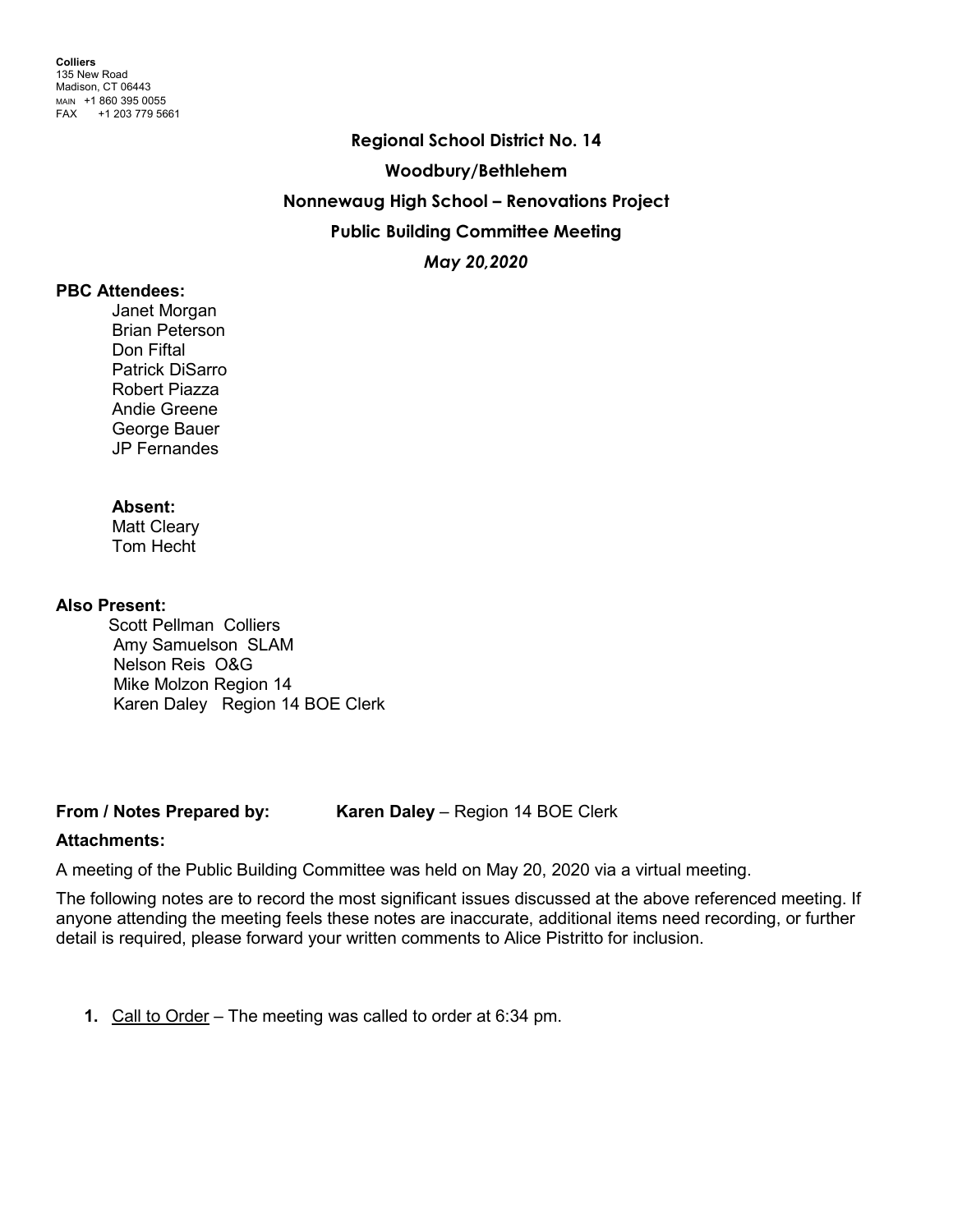**Colliers**
135 New Road
Madison, CT 06443
MAIN +1 860 395 0055
FAX +1 203 779 5661

**Regional School District No. 14**

**Woodbury/Bethlehem**

**Nonnewaug High School – Renovations Project**

**Public Building Committee Meeting**

***May 20,2020***

**PBC Attendees:**

Janet Morgan
Brian Peterson
Don Fiftal
Patrick DiSarro
Robert Piazza
Andie Greene
George Bauer
JP Fernandes

**Absent:**

Matt Cleary
Tom Hecht

**Also Present:**

Scott Pellman Colliers
Amy Samuelson SLAM
Nelson Reis O&G
Mike Molzon Region 14
Karen Daley Region 14 BOE Clerk

**From / Notes Prepared by:** **Karen Daley** – Region 14 BOE Clerk

**Attachments:**

A meeting of the Public Building Committee was held on May 20, 2020 via a virtual meeting.

The following notes are to record the most significant issues discussed at the above referenced meeting. If anyone attending the meeting feels these notes are inaccurate, additional items need recording, or further detail is required, please forward your written comments to Alice Pistritto for inclusion.

1. Call to Order – The meeting was called to order at 6:34 pm.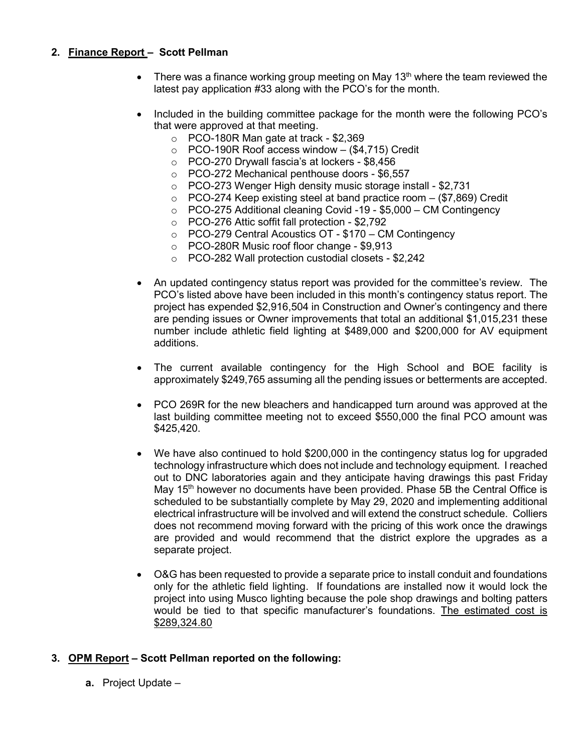2. **Finance Report – Scott Pellman**

- There was a finance working group meeting on May 13th where the team reviewed the latest pay application #33 along with the PCO's for the month.

- Included in the building committee package for the month were the following PCO's that were approved at that meeting.
  - PCO-180R Man gate at track - $2,369
  - PCO-190R Roof access window – ($4,715) Credit
  - PCO-270 Drywall fascia's at lockers - $8,456
  - PCO-272 Mechanical penthouse doors - $6,557
  - PCO-273 Wenger High density music storage install - $2,731
  - PCO-274 Keep existing steel at band practice room – ($7,869) Credit
  - PCO-275 Additional cleaning Covid -19 - $5,000 – CM Contingency
  - PCO-276 Attic soffit fall protection - $2,792
  - PCO-279 Central Acoustics OT - $170 – CM Contingency
  - PCO-280R Music roof floor change - $9,913
  - PCO-282 Wall protection custodial closets - $2,242

- An updated contingency status report was provided for the committee's review. The PCO's listed above have been included in this month's contingency status report. The project has expended $2,916,504 in Construction and Owner's contingency and there are pending issues or Owner improvements that total an additional $1,015,231 these number include athletic field lighting at $489,000 and $200,000 for AV equipment additions.

- The current available contingency for the High School and BOE facility is approximately $249,765 assuming all the pending issues or betterments are accepted.

- PCO 269R for the new bleachers and handicapped turn around was approved at the last building committee meeting not to exceed $550,000 the final PCO amount was $425,420.

- We have also continued to hold $200,000 in the contingency status log for upgraded technology infrastructure which does not include and technology equipment. I reached out to DNC laboratories again and they anticipate having drawings this past Friday May 15th however no documents have been provided. Phase 5B the Central Office is scheduled to be substantially complete by May 29, 2020 and implementing additional electrical infrastructure will be involved and will extend the construct schedule. Colliers does not recommend moving forward with the pricing of this work once the drawings are provided and would recommend that the district explore the upgrades as a separate project.

- O&G has been requested to provide a separate price to install conduit and foundations only for the athletic field lighting. If foundations are installed now it would lock the project into using Musco lighting because the pole shop drawings and bolting patters would be tied to that specific manufacturer's foundations. <u>The estimated cost is $289,324.80</u>

3. **OPM Report – Scott Pellman reported on the following:**

   a. Project Update –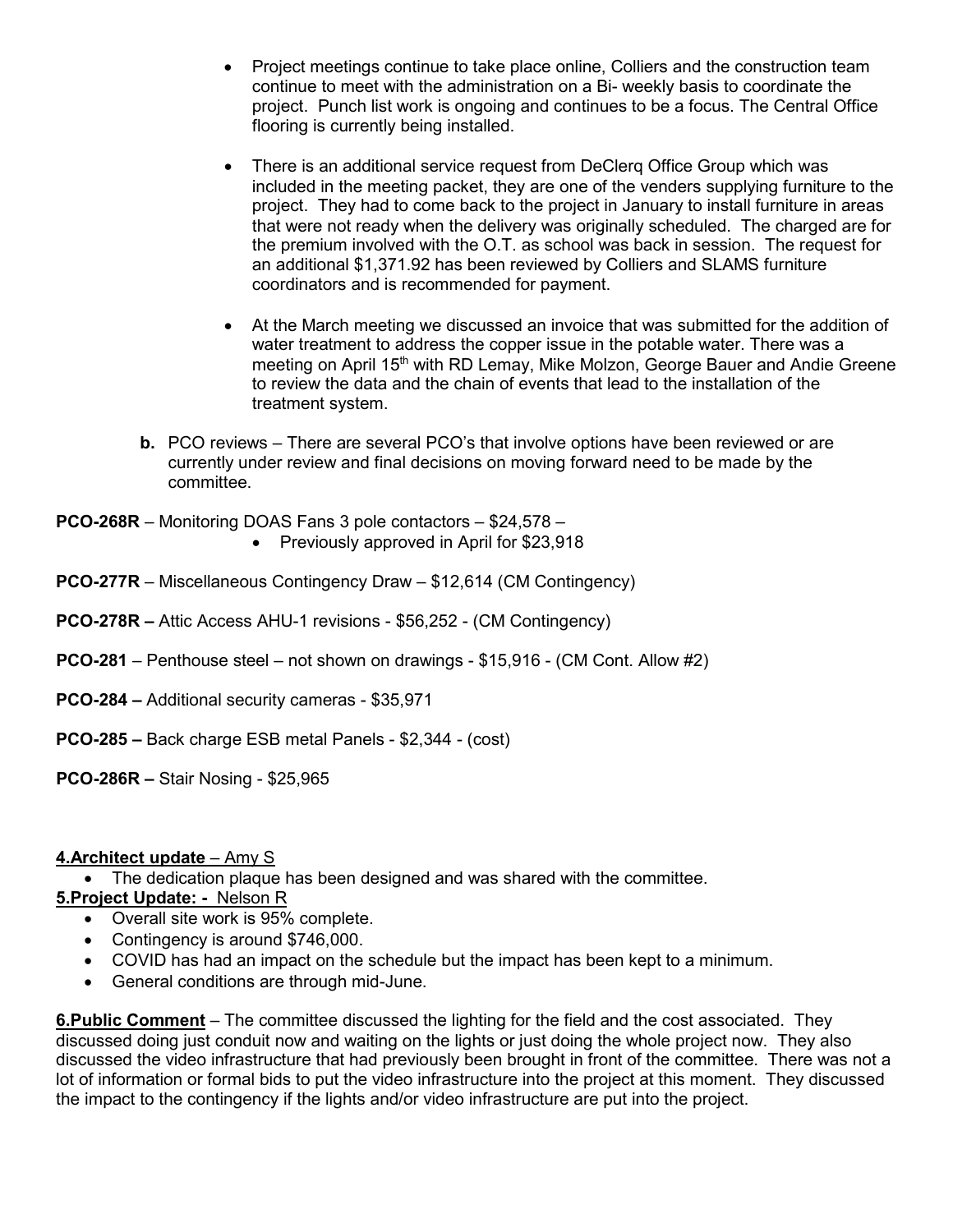- Project meetings continue to take place online, Colliers and the construction team continue to meet with the administration on a Bi- weekly basis to coordinate the project. Punch list work is ongoing and continues to be a focus. The Central Office flooring is currently being installed.

- There is an additional service request from DeClerq Office Group which was included in the meeting packet, they are one of the venders supplying furniture to the project. They had to come back to the project in January to install furniture in areas that were not ready when the delivery was originally scheduled. The charged are for the premium involved with the O.T. as school was back in session. The request for an additional $1,371.92 has been reviewed by Colliers and SLAMS furniture coordinators and is recommended for payment.

- At the March meeting we discussed an invoice that was submitted for the addition of water treatment to address the copper issue in the potable water. There was a meeting on April 15th with RD Lemay, Mike Molzon, George Bauer and Andie Greene to review the data and the chain of events that lead to the installation of the treatment system.

**b.** PCO reviews – There are several PCO's that involve options have been reviewed or are currently under review and final decisions on moving forward need to be made by the committee.

**PCO-268R** – Monitoring DOAS Fans 3 pole contactors – $24,578 –

- Previously approved in April for $23,918

**PCO-277R** – Miscellaneous Contingency Draw – $12,614 (CM Contingency)

**PCO-278R –** Attic Access AHU-1 revisions - $56,252 - (CM Contingency)

**PCO-281** – Penthouse steel – not shown on drawings - $15,916 - (CM Cont. Allow #2)

**PCO-284 –** Additional security cameras - $35,971

**PCO-285 –** Back charge ESB metal Panels - $2,344 - (cost)

**PCO-286R –** Stair Nosing - $25,965

**4.Architect update** – Amy S

- The dedication plaque has been designed and was shared with the committee.

**5.Project Update: -** Nelson R

- Overall site work is 95% complete.
- Contingency is around $746,000.
- COVID has had an impact on the schedule but the impact has been kept to a minimum.
- General conditions are through mid-June.

**6.Public Comment** – The committee discussed the lighting for the field and the cost associated. They discussed doing just conduit now and waiting on the lights or just doing the whole project now. They also discussed the video infrastructure that had previously been brought in front of the committee. There was not a lot of information or formal bids to put the video infrastructure into the project at this moment. They discussed the impact to the contingency if the lights and/or video infrastructure are put into the project.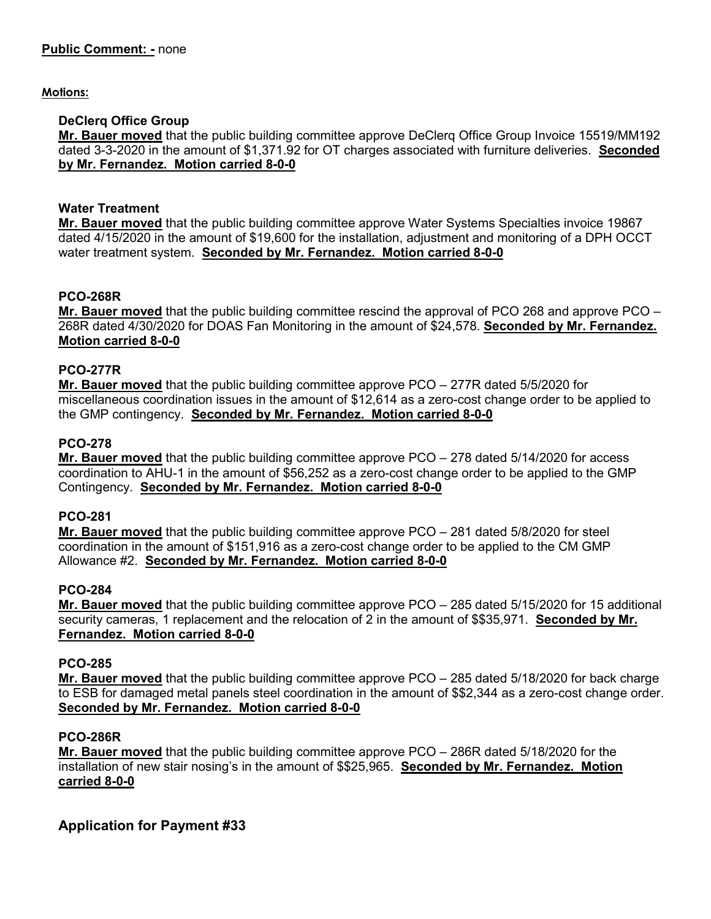**Public Comment: -** none

**Motions:**

**DeClerq Office Group**
**Mr. Bauer moved** that the public building committee approve DeClerq Office Group Invoice 15519/MM192 dated 3-3-2020 in the amount of $1,371.92 for OT charges associated with furniture deliveries. **Seconded by Mr. Fernandez. Motion carried 8-0-0**

**Water Treatment**
**Mr. Bauer moved** that the public building committee approve Water Systems Specialties invoice 19867 dated 4/15/2020 in the amount of $19,600 for the installation, adjustment and monitoring of a DPH OCCT water treatment system. **Seconded by Mr. Fernandez. Motion carried 8-0-0**

**PCO-268R**
**Mr. Bauer moved** that the public building committee rescind the approval of PCO 268 and approve PCO – 268R dated 4/30/2020 for DOAS Fan Monitoring in the amount of $24,578. **Seconded by Mr. Fernandez. Motion carried 8-0-0**

**PCO-277R**
**Mr. Bauer moved** that the public building committee approve PCO – 277R dated 5/5/2020 for miscellaneous coordination issues in the amount of $12,614 as a zero-cost change order to be applied to the GMP contingency. **Seconded by Mr. Fernandez. Motion carried 8-0-0**

**PCO-278**
**Mr. Bauer moved** that the public building committee approve PCO – 278 dated 5/14/2020 for access coordination to AHU-1 in the amount of $56,252 as a zero-cost change order to be applied to the GMP Contingency. **Seconded by Mr. Fernandez. Motion carried 8-0-0**

**PCO-281**
**Mr. Bauer moved** that the public building committee approve PCO – 281 dated 5/8/2020 for steel coordination in the amount of $151,916 as a zero-cost change order to be applied to the CM GMP Allowance #2. **Seconded by Mr. Fernandez. Motion carried 8-0-0**

**PCO-284**
**Mr. Bauer moved** that the public building committee approve PCO – 285 dated 5/15/2020 for 15 additional security cameras, 1 replacement and the relocation of 2 in the amount of $$35,971. **Seconded by Mr. Fernandez. Motion carried 8-0-0**

**PCO-285**
**Mr. Bauer moved** that the public building committee approve PCO – 285 dated 5/18/2020 for back charge to ESB for damaged metal panels steel coordination in the amount of $$2,344 as a zero-cost change order. **Seconded by Mr. Fernandez. Motion carried 8-0-0**

**PCO-286R**
**Mr. Bauer moved** that the public building committee approve PCO – 286R dated 5/18/2020 for the installation of new stair nosing's in the amount of $$25,965. **Seconded by Mr. Fernandez. Motion carried 8-0-0**

## Application for Payment #33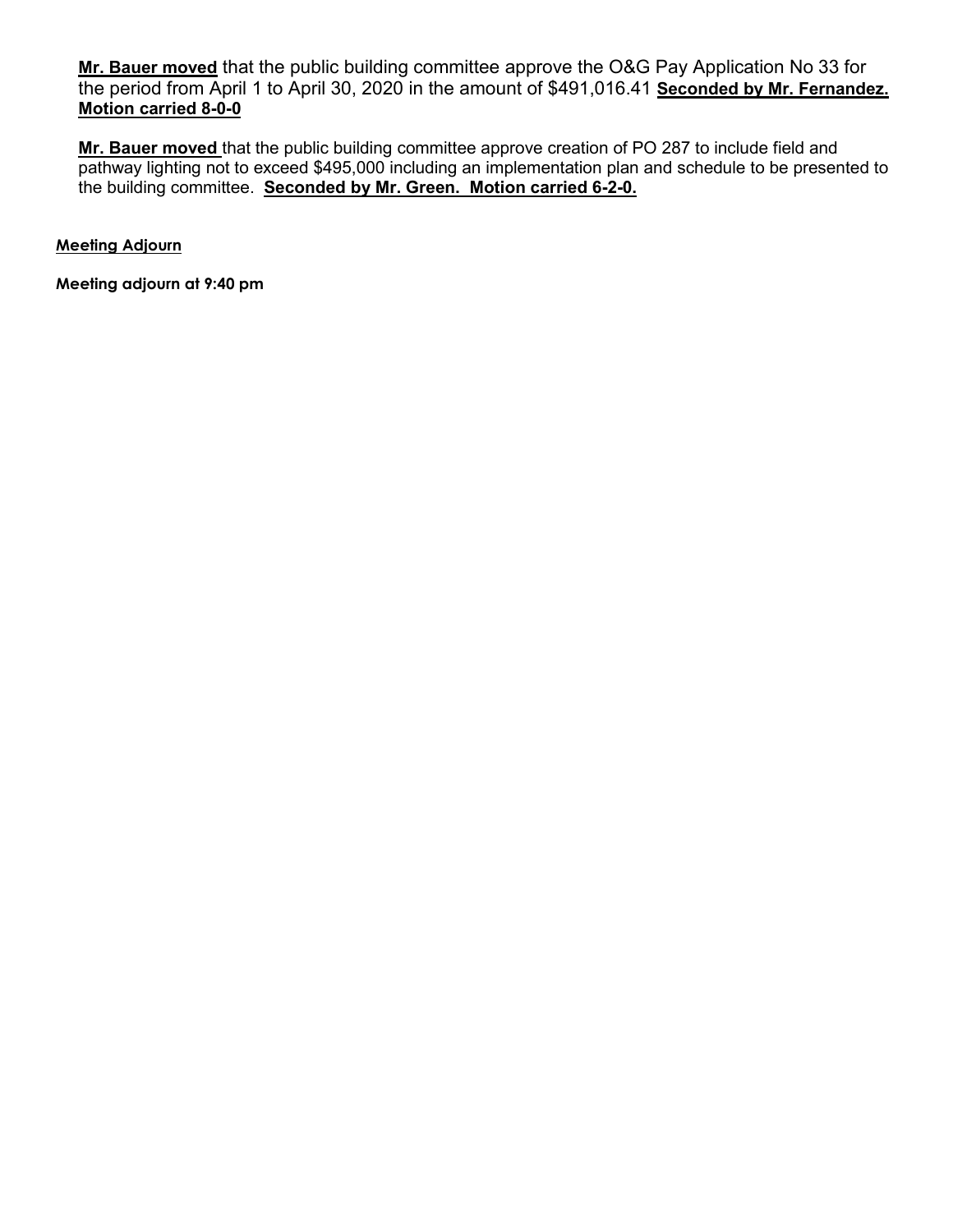**Mr. Bauer moved** that the public building committee approve the O&G Pay Application No 33 for the period from April 1 to April 30, 2020 in the amount of $491,016.41 **Seconded by Mr. Fernandez. Motion carried 8-0-0**

**Mr. Bauer moved** that the public building committee approve creation of PO 287 to include field and pathway lighting not to exceed $495,000 including an implementation plan and schedule to be presented to the building committee. **Seconded by Mr. Green. Motion carried 6-2-0.**

**Meeting Adjourn**

**Meeting adjourn at 9:40 pm**